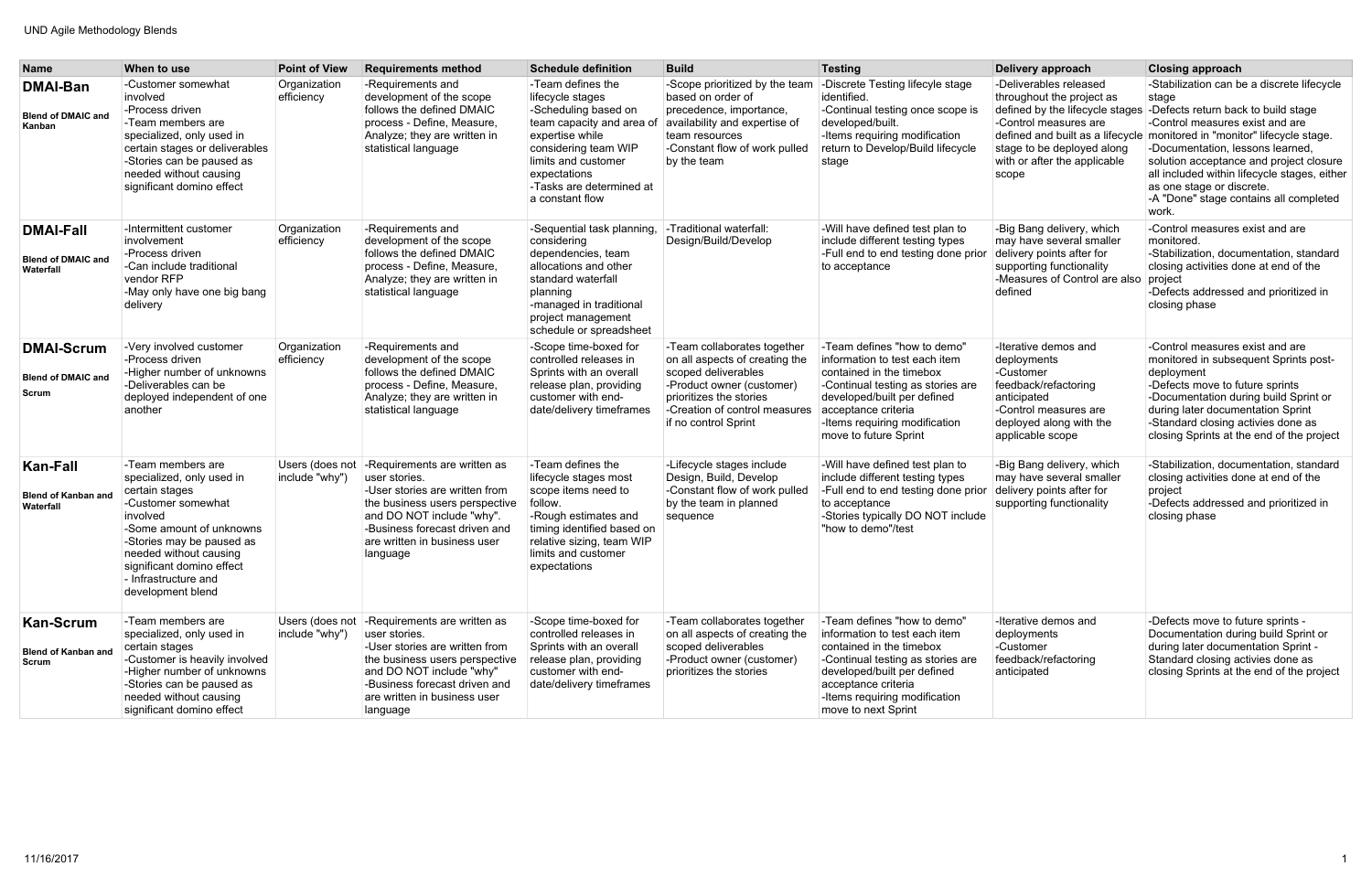UND Agile Methodology Blends

| Name | When to use | Point of View | Requirements method | Schedule definition | Build | Testing | Delivery approach | Closing approach |
|---|---|---|---|---|---|---|---|---|
| **DMAI-Ban**<br>**Blend of DMAIC and Kanban** | -Customer somewhat involved<br>-Process driven<br>-Team members are specialized, only used in certain stages or deliverables<br>-Stories can be paused as needed without causing significant domino effect | Organization efficiency | -Requirements and development of the scope follows the defined DMAIC process - Define, Measure, Analyze; they are written in statistical language | -Team defines the lifecycle stages<br>-Scheduling based on team capacity and area of expertise while considering team WIP limits and customer expectations<br>-Tasks are determined at a constant flow | -Scope prioritized by the team based on order of precedence, importance, availability and expertise of team resources<br>-Constant flow of work pulled by the team | -Discrete Testing lifecyle stage identified.<br>-Continual testing once scope is developed/built.<br>-Items requiring modification return to Develop/Build lifecycle stage | -Deliverables released throughout the project as defined by the lifecycle stages<br>-Control measures are defined and built as a lifecycle stage to be deployed along with or after the applicable scope | -Stabilization can be a discrete lifecycle stage<br>-Defects return back to build stage<br>-Control measures exist and are monitored in "monitor" lifecycle stage.<br>-Documentation, lessons learned, solution acceptance and project closure all included within lifecycle stages, either as one stage or discrete.<br>-A "Done" stage contains all completed work. |
| **DMAI-Fall**<br>**Blend of DMAIC and Waterfall** | -Intermittent customer involvement<br>-Process driven<br>-Can include traditional vendor RFP<br>-May only have one big bang delivery | Organization efficiency | -Requirements and development of the scope follows the defined DMAIC process - Define, Measure, Analyze; they are written in statistical language | -Sequential task planning, considering dependencies, team allocations and other standard waterfall planning<br>-managed in traditional project management schedule or spreadsheet | -Traditional waterfall: Design/Build/Develop | -Will have defined test plan to include different testing types<br>-Full end to end testing done prior to acceptance | -Big Bang delivery, which may have several smaller delivery points after for supporting functionality<br>-Measures of Control are also defined | -Control measures exist and are monitored.<br>-Stabilization, documentation, standard closing activities done at end of the project<br>-Defects addressed and prioritized in closing phase |
| **DMAI-Scrum**<br>**Blend of DMAIC and Scrum** | -Very involved customer<br>-Process driven<br>-Higher number of unknowns<br>-Deliverables can be deployed independent of one another | Organization efficiency | -Requirements and development of the scope follows the defined DMAIC process - Define, Measure, Analyze; they are written in statistical language | -Scope time-boxed for controlled releases in Sprints with an overall release plan, providing customer with end-date/delivery timeframes | -Team collaborates together on all aspects of creating the scoped deliverables<br>-Product owner (customer) prioritizes the stories<br>-Creation of control measures if no control Sprint | -Team defines "how to demo" information to test each item contained in the timebox<br>-Continual testing as stories are developed/built per defined acceptance criteria<br>-Items requiring modification move to future Sprint | -Iterative demos and deployments<br>-Customer feedback/refactoring anticipated<br>-Control measures are deployed along with the applicable scope | -Control measures exist and are monitored in subsequent Sprints post-deployment<br>-Defects move to future sprints<br>-Documentation during build Sprint or during later documentation Sprint<br>-Standard closing activies done as closing Sprints at the end of the project |
| **Kan-Fall**<br>**Blend of Kanban and Waterfall** | -Team members are specialized, only used in certain stages<br>-Customer somewhat involved<br>-Some amount of unknowns<br>-Stories may be paused as needed without causing significant domino effect<br>- Infrastructure and development blend | Users (does not include "why") | -Requirements are written as user stories.<br>-User stories are written from the business users perspective and DO NOT include "why".<br>-Business forecast driven and are written in business user language | -Team defines the lifecycle stages most scope items need to follow.<br>-Rough estimates and timing identified based on relative sizing, team WIP limits and customer expectations | -Lifecycle stages include Design, Build, Develop<br>-Constant flow of work pulled by the team in planned sequence | -Will have defined test plan to include different testing types<br>-Full end to end testing done prior to acceptance<br>-Stories typically DO NOT include "how to demo"/test | -Big Bang delivery, which may have several smaller delivery points after for supporting functionality | -Stabilization, documentation, standard closing activities done at end of the project<br>-Defects addressed and prioritized in closing phase |
| **Kan-Scrum**<br>**Blend of Kanban and Scrum** | -Team members are specialized, only used in certain stages<br>-Customer is heavily involved<br>-Higher number of unknowns<br>-Stories can be paused as needed without causing significant domino effect | Users (does not include "why") | -Requirements are written as user stories.<br>-User stories are written from the business users perspective and DO NOT include "why"<br>-Business forecast driven and are written in business user language | -Scope time-boxed for controlled releases in Sprints with an overall release plan, providing customer with end-date/delivery timeframes | -Team collaborates together on all aspects of creating the scoped deliverables<br>-Product owner (customer) prioritizes the stories | -Team defines "how to demo" information to test each item contained in the timebox<br>-Continual testing as stories are developed/built per defined acceptance criteria<br>-Items requiring modification move to next Sprint | -Iterative demos and deployments<br>-Customer feedback/refactoring anticipated | -Defects move to future sprints - Documentation during build Sprint or during later documentation Sprint - Standard closing activies done as closing Sprints at the end of the project |

11/16/2017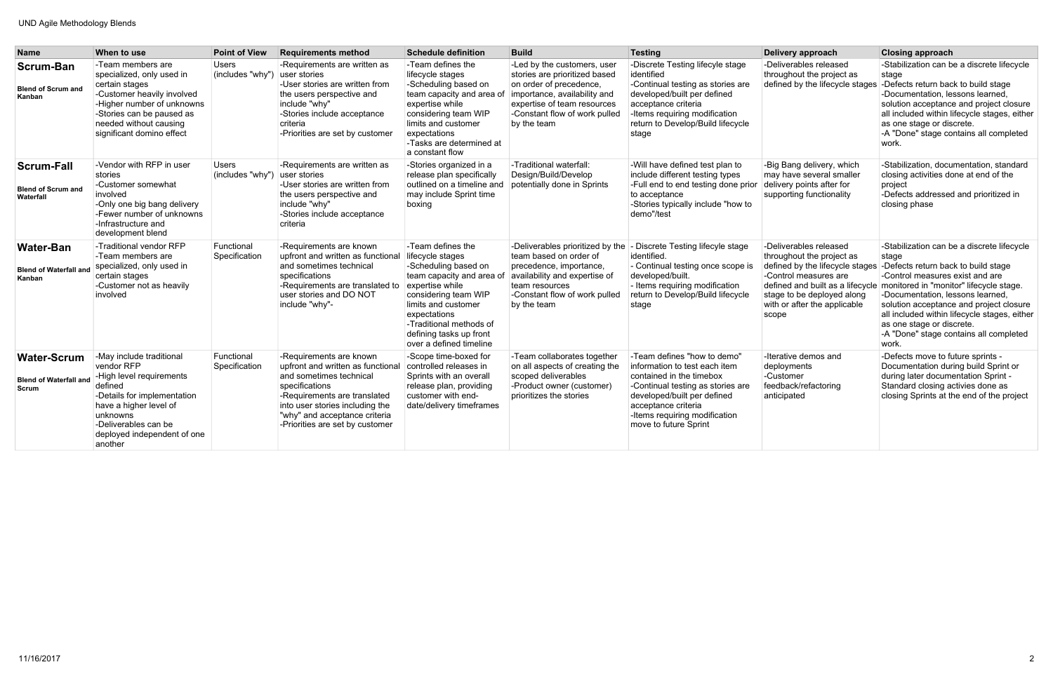UND Agile Methodology Blends

| Name | When to use | Point of View | Requirements method | Schedule definition | Build | Testing | Delivery approach | Closing approach |
|---|---|---|---|---|---|---|---|---|
| **Scrum-Ban**<br>**Blend of Scrum and Kanban** | -Team members are specialized, only used in certain stages<br>-Customer heavily involved<br>-Higher number of unknowns<br>-Stories can be paused as needed without causing significant domino effect | Users (includes "why") | -Requirements are written as user stories<br>-User stories are written from the users perspective and include "why"<br>-Stories include acceptance criteria<br>-Priorities are set by customer | -Team defines the lifecycle stages<br>-Scheduling based on team capacity and area of expertise while considering team WIP limits and customer expectations<br>-Tasks are determined at a constant flow | -Led by the customers, user stories are prioritized based on order of precedence, importance, availability and expertise of team resources<br>-Constant flow of work pulled by the team | -Discrete Testing lifecyle stage identified<br>-Continual testing as stories are developed/built per defined acceptance criteria<br>-Items requiring modification return to Develop/Build lifecycle stage | -Deliverables released throughout the project as defined by the lifecycle stages | -Stabilization can be a discrete lifecycle stage<br>-Defects return back to build stage<br>-Documentation, lessons learned, solution acceptance and project closure all included within lifecycle stages, either as one stage or discrete.<br>-A "Done" stage contains all completed work. |
| **Scrum-Fall**<br>**Blend of Scrum and Waterfall** | -Vendor with RFP in user stories<br>-Customer somewhat involved<br>-Only one big bang delivery<br>-Fewer number of unknowns<br>-Infrastructure and development blend | Users (includes "why") | -Requirements are written as user stories<br>-User stories are written from the users perspective and include "why"<br>-Stories include acceptance criteria | -Stories organized in a release plan specifically outlined on a timeline and may include Sprint time boxing | -Traditional waterfall: Design/Build/Develop potentially done in Sprints | -Will have defined test plan to include different testing types<br>-Full end to end testing done prior to acceptance<br>-Stories typically include "how to demo"/test | -Big Bang delivery, which may have several smaller delivery points after for supporting functionality | -Stabilization, documentation, standard closing activities done at end of the project<br>-Defects addressed and prioritized in closing phase |
| **Water-Ban**<br>**Blend of Waterfall and Kanban** | -Traditional vendor RFP<br>-Team members are specialized, only used in certain stages<br>-Customer not as heavily involved | Functional Specification | -Requirements are known upfront and written as functional and sometimes technical specifications<br>-Requirements are translated to user stories and DO NOT include "why"- | -Team defines the lifecycle stages<br>-Scheduling based on team capacity and area of expertise while considering team WIP limits and customer expectations<br>-Traditional methods of defining tasks up front over a defined timeline | -Deliverables prioritized by the team based on order of precedence, importance, availability and expertise of team resources<br>-Constant flow of work pulled by the team | - Discrete Testing lifecyle stage identified.<br>- Continual testing once scope is developed/built.<br>- Items requiring modification return to Develop/Build lifecycle stage | -Deliverables released throughout the project as defined by the lifecycle stages<br>-Control measures are defined and built as a lifecycle stage to be deployed along with or after the applicable scope | -Stabilization can be a discrete lifecycle stage<br>-Defects return back to build stage<br>-Control measures exist and are monitored in "monitor" lifecycle stage.<br>-Documentation, lessons learned, solution acceptance and project closure all included within lifecycle stages, either as one stage or discrete.<br>-A "Done" stage contains all completed work. |
| **Water-Scrum**<br>**Blend of Waterfall and Scrum** | -May include traditional vendor RFP<br>-High level requirements defined<br>-Details for implementation have a higher level of unknowns<br>-Deliverables can be deployed independent of one another | Functional Specification | -Requirements are known upfront and written as functional and sometimes technical specifications<br>-Requirements are translated into user stories including the "why" and acceptance criteria<br>-Priorities are set by customer | -Scope time-boxed for controlled releases in Sprints with an overall release plan, providing customer with end-date/delivery timeframes | -Team collaborates together on all aspects of creating the scoped deliverables<br>-Product owner (customer) prioritizes the stories | -Team defines "how to demo" information to test each item contained in the timebox<br>-Continual testing as stories are developed/built per defined acceptance criteria<br>-Items requiring modification move to future Sprint | -Iterative demos and deployments<br>-Customer feedback/refactoring anticipated | -Defects move to future sprints - Documentation during build Sprint or during later documentation Sprint - Standard closing activies done as closing Sprints at the end of the project |

11/16/2017